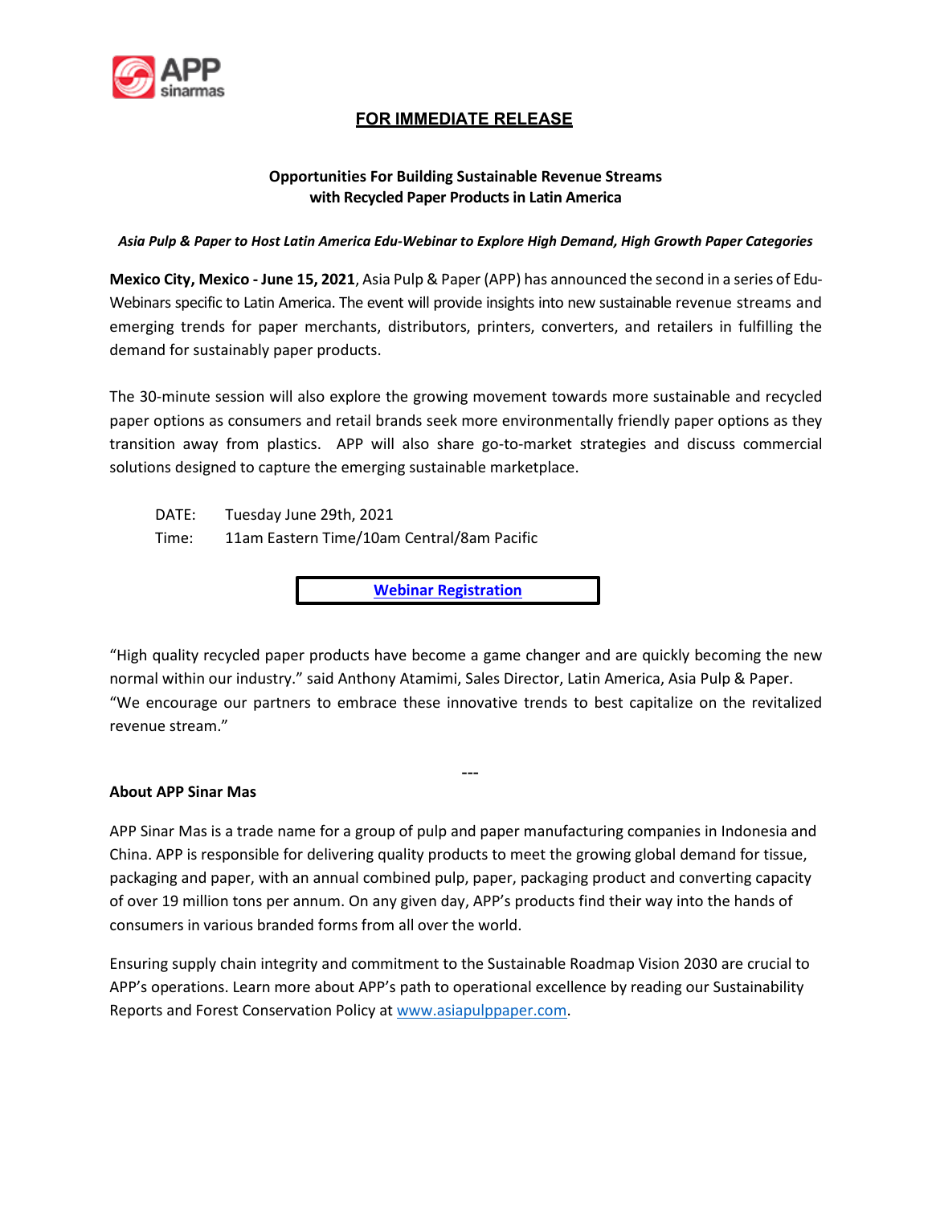**FOR IMMEDIATE RELEASE**

## Opportunities For Building Sustainable Revenue Streams with Recycled Paper Products in Latin America

***Asia Pulp & Paper to Host Latin America Edu-Webinar to Explore High Demand, High Growth Paper Categories***

**Mexico City, Mexico - June 15, 2021**, Asia Pulp & Paper (APP) has announced the second in a series of Edu-Webinars specific to Latin America. The event will provide insights into new sustainable revenue streams and emerging trends for paper merchants, distributors, printers, converters, and retailers in fulfilling the demand for sustainably paper products.

The 30-minute session will also explore the growing movement towards more sustainable and recycled paper options as consumers and retail brands seek more environmentally friendly paper options as they transition away from plastics. APP will also share go-to-market strategies and discuss commercial solutions designed to capture the emerging sustainable marketplace.

DATE: Tuesday June 29th, 2021
Time: 11am Eastern Time/10am Central/8am Pacific

**Webinar Registration**

"High quality recycled paper products have become a game changer and are quickly becoming the new normal within our industry." said Anthony Atamimi, Sales Director, Latin America, Asia Pulp & Paper. "We encourage our partners to embrace these innovative trends to best capitalize on the revitalized revenue stream."

---

**About APP Sinar Mas**

APP Sinar Mas is a trade name for a group of pulp and paper manufacturing companies in Indonesia and China. APP is responsible for delivering quality products to meet the growing global demand for tissue, packaging and paper, with an annual combined pulp, paper, packaging product and converting capacity of over 19 million tons per annum. On any given day, APP's products find their way into the hands of consumers in various branded forms from all over the world.

Ensuring supply chain integrity and commitment to the Sustainable Roadmap Vision 2030 are crucial to APP's operations. Learn more about APP's path to operational excellence by reading our Sustainability Reports and Forest Conservation Policy at www.asiapulppaper.com.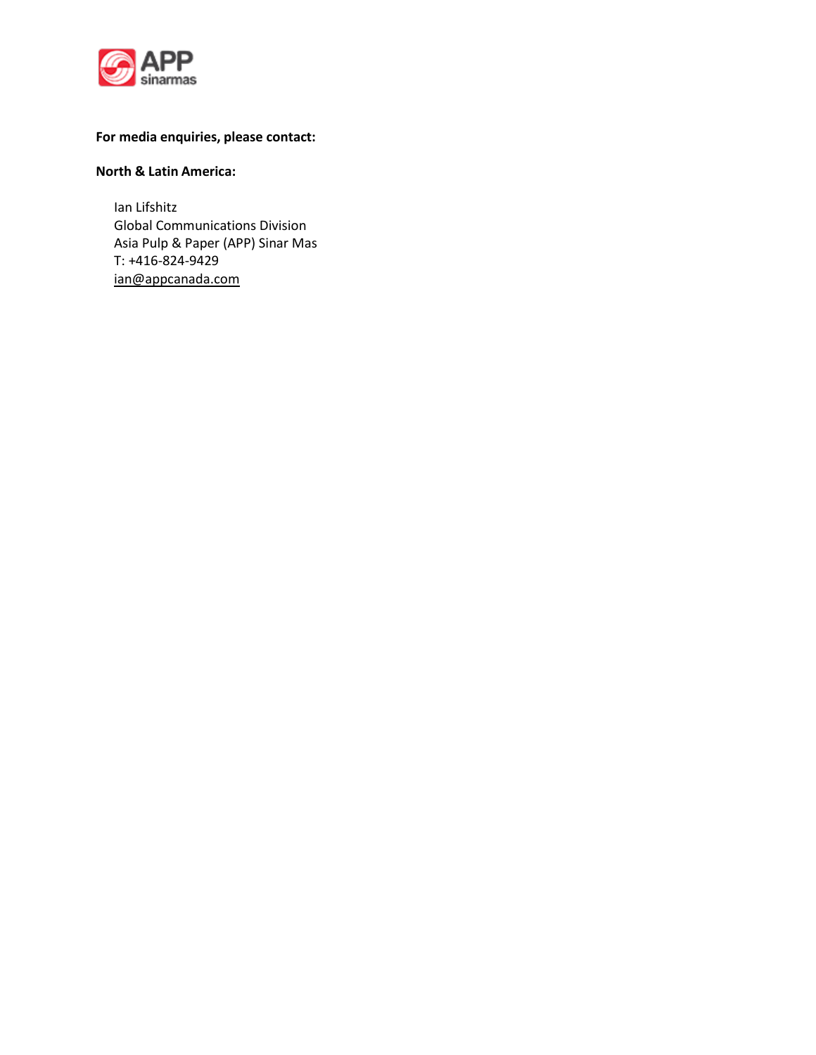**For media enquiries, please contact:**

**North & Latin America:**

Ian Lifshitz
Global Communications Division
Asia Pulp & Paper (APP) Sinar Mas
T: +416-824-9429
ian@appcanada.com